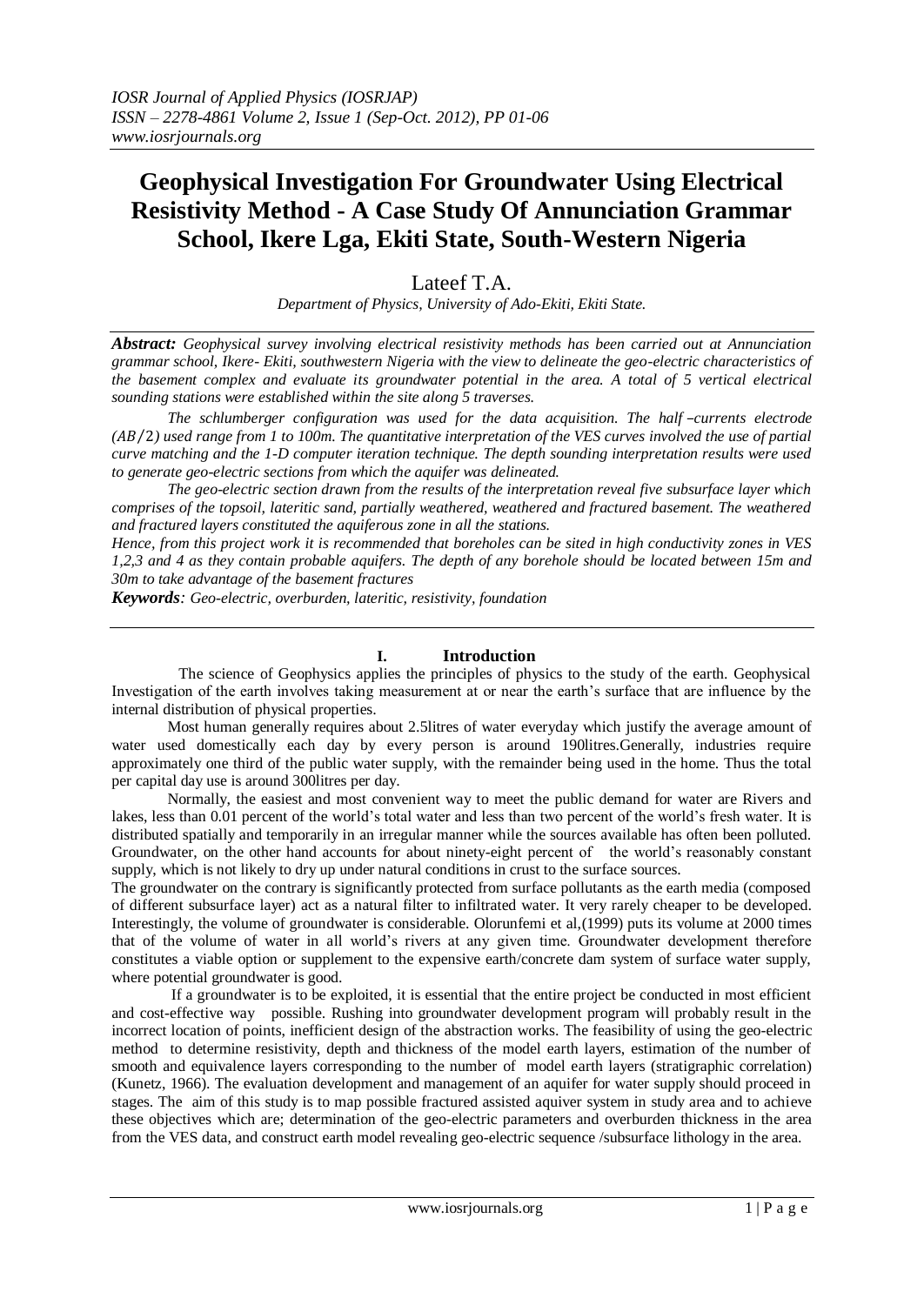# Geophysical Investigation For Groundwater Using Electrical Resistivity Method - A Case Study Of Annunciation Grammar School, Ikere Lga, Ekiti State, South-Western Nigeria

Lateef T.A.

*Department of Physics, University of Ado-Ekiti, Ekiti State.*

***Abstract:*** *Geophysical survey involving electrical resistivity methods has been carried out at Annunciation grammar school, Ikere- Ekiti, southwestern Nigeria with the view to delineate the geo-electric characteristics of the basement complex and evaluate its groundwater potential in the area. A total of 5 vertical electrical sounding stations were established within the site along 5 traverses.*

*The schlumberger configuration was used for the data acquisition. The half –currents electrode (AB/2) used range from 1 to 100m. The quantitative interpretation of the VES curves involved the use of partial curve matching and the 1-D computer iteration technique. The depth sounding interpretation results were used to generate geo-electric sections from which the aquifer was delineated.*

*The geo-electric section drawn from the results of the interpretation reveal five subsurface layer which comprises of the topsoil, lateritic sand, partially weathered, weathered and fractured basement. The weathered and fractured layers constituted the aquiferous zone in all the stations.*

*Hence, from this project work it is recommended that boreholes can be sited in high conductivity zones in VES 1,2,3 and 4 as they contain probable aquifers. The depth of any borehole should be located between 15m and 30m to take advantage of the basement fractures*

***Keywords****: Geo-electric, overburden, lateritic, resistivity, foundation*

## I. Introduction

The science of Geophysics applies the principles of physics to the study of the earth. Geophysical Investigation of the earth involves taking measurement at or near the earth's surface that are influence by the internal distribution of physical properties.

Most human generally requires about 2.5litres of water everyday which justify the average amount of water used domestically each day by every person is around 190litres.Generally, industries require approximately one third of the public water supply, with the remainder being used in the home. Thus the total per capital day use is around 300litres per day.

Normally, the easiest and most convenient way to meet the public demand for water are Rivers and lakes, less than 0.01 percent of the world's total water and less than two percent of the world's fresh water. It is distributed spatially and temporarily in an irregular manner while the sources available has often been polluted. Groundwater, on the other hand accounts for about ninety-eight percent of the world's reasonably constant supply, which is not likely to dry up under natural conditions in crust to the surface sources.

The groundwater on the contrary is significantly protected from surface pollutants as the earth media (composed of different subsurface layer) act as a natural filter to infiltrated water. It very rarely cheaper to be developed. Interestingly, the volume of groundwater is considerable. Olorunfemi et al,(1999) puts its volume at 2000 times that of the volume of water in all world's rivers at any given time. Groundwater development therefore constitutes a viable option or supplement to the expensive earth/concrete dam system of surface water supply, where potential groundwater is good.

If a groundwater is to be exploited, it is essential that the entire project be conducted in most efficient and cost-effective way possible. Rushing into groundwater development program will probably result in the incorrect location of points, inefficient design of the abstraction works. The feasibility of using the geo-electric method to determine resistivity, depth and thickness of the model earth layers, estimation of the number of smooth and equivalence layers corresponding to the number of model earth layers (stratigraphic correlation) (Kunetz, 1966). The evaluation development and management of an aquifer for water supply should proceed in stages. The aim of this study is to map possible fractured assisted aquiver system in study area and to achieve these objectives which are; determination of the geo-electric parameters and overburden thickness in the area from the VES data, and construct earth model revealing geo-electric sequence /subsurface lithology in the area.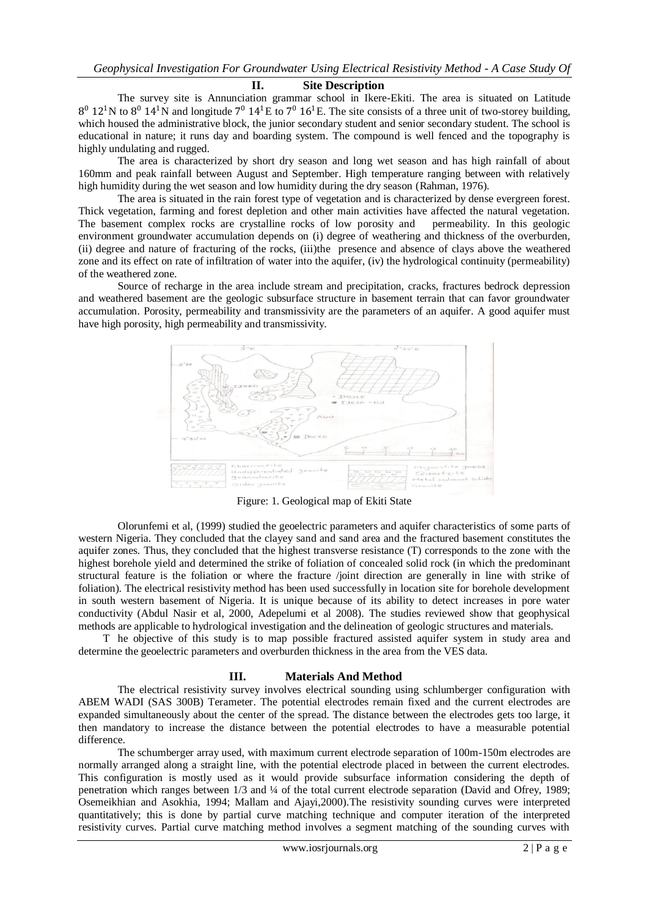## II. Site Description

The survey site is Annunciation grammar school in Ikere-Ekiti. The area is situated on Latitude $8^0\ 12^1$N to $8^0\ 14^1$N and longitude $7^0\ 14^1$E to $7^0\ 16^1$E. The site consists of a three unit of two-storey building, which housed the administrative block, the junior secondary student and senior secondary student. The school is educational in nature; it runs day and boarding system. The compound is well fenced and the topography is highly undulating and rugged.

The area is characterized by short dry season and long wet season and has high rainfall of about 160mm and peak rainfall between August and September. High temperature ranging between with relatively high humidity during the wet season and low humidity during the dry season (Rahman, 1976).

The area is situated in the rain forest type of vegetation and is characterized by dense evergreen forest. Thick vegetation, farming and forest depletion and other main activities have affected the natural vegetation. The basement complex rocks are crystalline rocks of low porosity and permeability. In this geologic environment groundwater accumulation depends on (i) degree of weathering and thickness of the overburden, (ii) degree and nature of fracturing of the rocks, (iii)the presence and absence of clays above the weathered zone and its effect on rate of infiltration of water into the aquifer, (iv) the hydrological continuity (permeability) of the weathered zone.

Source of recharge in the area include stream and precipitation, cracks, fractures bedrock depression and weathered basement are the geologic subsurface structure in basement terrain that can favor groundwater accumulation. Porosity, permeability and transmissivity are the parameters of an aquifer. A good aquifer must have high porosity, high permeability and transmissivity.

Figure: 1. Geological map of Ekiti State

Olorunfemi et al, (1999) studied the geoelectric parameters and aquifer characteristics of some parts of western Nigeria. They concluded that the clayey sand and sand area and the fractured basement constitutes the aquifer zones. Thus, they concluded that the highest transverse resistance (T) corresponds to the zone with the highest borehole yield and determined the strike of foliation of concealed solid rock (in which the predominant structural feature is the foliation or where the fracture /joint direction are generally in line with strike of foliation). The electrical resistivity method has been used successfully in location site for borehole development in south western basement of Nigeria. It is unique because of its ability to detect increases in pore water conductivity (Abdul Nasir et al, 2000, Adepelumi et al 2008). The studies reviewed show that geophysical methods are applicable to hydrological investigation and the delineation of geologic structures and materials.

T he objective of this study is to map possible fractured assisted aquifer system in study area and determine the geoelectric parameters and overburden thickness in the area from the VES data.

## III. Materials And Method

The electrical resistivity survey involves electrical sounding using schlumberger configuration with ABEM WADI (SAS 300B) Terameter. The potential electrodes remain fixed and the current electrodes are expanded simultaneously about the center of the spread. The distance between the electrodes gets too large, it then mandatory to increase the distance between the potential electrodes to have a measurable potential difference.

The schumberger array used, with maximum current electrode separation of 100m-150m electrodes are normally arranged along a straight line, with the potential electrode placed in between the current electrodes. This configuration is mostly used as it would provide subsurface information considering the depth of penetration which ranges between 1/3 and ¼ of the total current electrode separation (David and Ofrey, 1989; Osemeikhian and Asokhia, 1994; Mallam and Ajayi,2000).The resistivity sounding curves were interpreted quantitatively; this is done by partial curve matching technique and computer iteration of the interpreted resistivity curves. Partial curve matching method involves a segment matching of the sounding curves with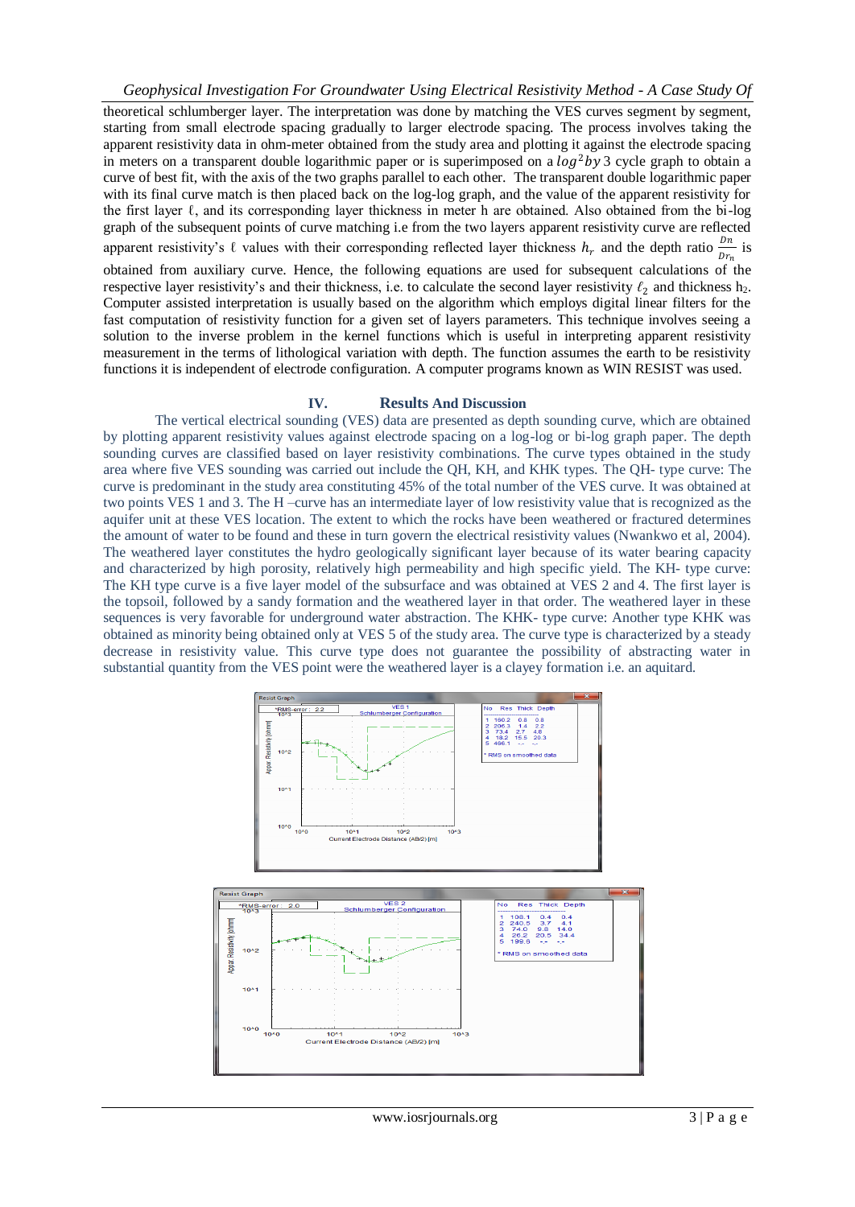theoretical schlumberger layer. The interpretation was done by matching the VES curves segment by segment, starting from small electrode spacing gradually to larger electrode spacing. The process involves taking the apparent resistivity data in ohm-meter obtained from the study area and plotting it against the electrode spacing in meters on a transparent double logarithmic paper or is superimposed on a $log^2 by\,3$ cycle graph to obtain a curve of best fit, with the axis of the two graphs parallel to each other. The transparent double logarithmic paper with its final curve match is then placed back on the log-log graph, and the value of the apparent resistivity for the first layer $\ell$, and its corresponding layer thickness in meter h are obtained. Also obtained from the bi-log graph of the subsequent points of curve matching i.e from the two layers apparent resistivity curve are reflected apparent resistivity's $\ell$ values with their corresponding reflected layer thickness $h_r$ and the depth ratio $\frac{Dn}{Dr_n}$ is obtained from auxiliary curve. Hence, the following equations are used for subsequent calculations of the respective layer resistivity's and their thickness, i.e. to calculate the second layer resistivity $\ell_2$ and thickness $h_2$. Computer assisted interpretation is usually based on the algorithm which employs digital linear filters for the fast computation of resistivity function for a given set of layers parameters. This technique involves seeing a solution to the inverse problem in the kernel functions which is useful in interpreting apparent resistivity measurement in the terms of lithological variation with depth. The function assumes the earth to be resistivity functions it is independent of electrode configuration. A computer programs known as WIN RESIST was used.

## IV. Results And Discussion

The vertical electrical sounding (VES) data are presented as depth sounding curve, which are obtained by plotting apparent resistivity values against electrode spacing on a log-log or bi-log graph paper. The depth sounding curves are classified based on layer resistivity combinations. The curve types obtained in the study area where five VES sounding was carried out include the QH, KH, and KHK types. The QH- type curve: The curve is predominant in the study area constituting 45% of the total number of the VES curve. It was obtained at two points VES 1 and 3. The H –curve has an intermediate layer of low resistivity value that is recognized as the aquifer unit at these VES location. The extent to which the rocks have been weathered or fractured determines the amount of water to be found and these in turn govern the electrical resistivity values (Nwankwo et al, 2004). The weathered layer constitutes the hydro geologically significant layer because of its water bearing capacity and characterized by high porosity, relatively high permeability and high specific yield. The KH- type curve: The KH type curve is a five layer model of the subsurface and was obtained at VES 2 and 4. The first layer is the topsoil, followed by a sandy formation and the weathered layer in that order. The weathered layer in these sequences is very favorable for underground water abstraction. The KHK- type curve: Another type KHK was obtained as minority being obtained only at VES 5 of the study area. The curve type is characterized by a steady decrease in resistivity value. This curve type does not guarantee the possibility of abstracting water in substantial quantity from the VES point were the weathered layer is a clayey formation i.e. an aquitard.

VES 1 — Schlumberger Configuration (RMS-error: 2.2)

| No | Res | Thick | Depth |
|---|---|---|---|
| 1 | 190.2 | 0.8 | 0.8 |
| 2 | 206.3 | 1.4 | 2.2 |
| 3 | 73.4 | 2.7 | 4.8 |
| 4 | 18.2 | 15.5 | 20.3 |
| 5 | 486.1 | -- | -- |

* RMS on smoothed data

VES 2 — Schlumberger Configuration (RMS-error: 2.0)

| No | Res | Thick | Depth |
|---|---|---|---|
| 1 | 108.1 | 0.4 | 0.4 |
| 2 | 240.5 | 3.7 | 4.1 |
| 3 | 74.0 | 9.8 | 14.0 |
| 4 | 26.2 | 20.5 | 34.4 |
| 5 | 199.5 | -- | -- |

* RMS on smoothed data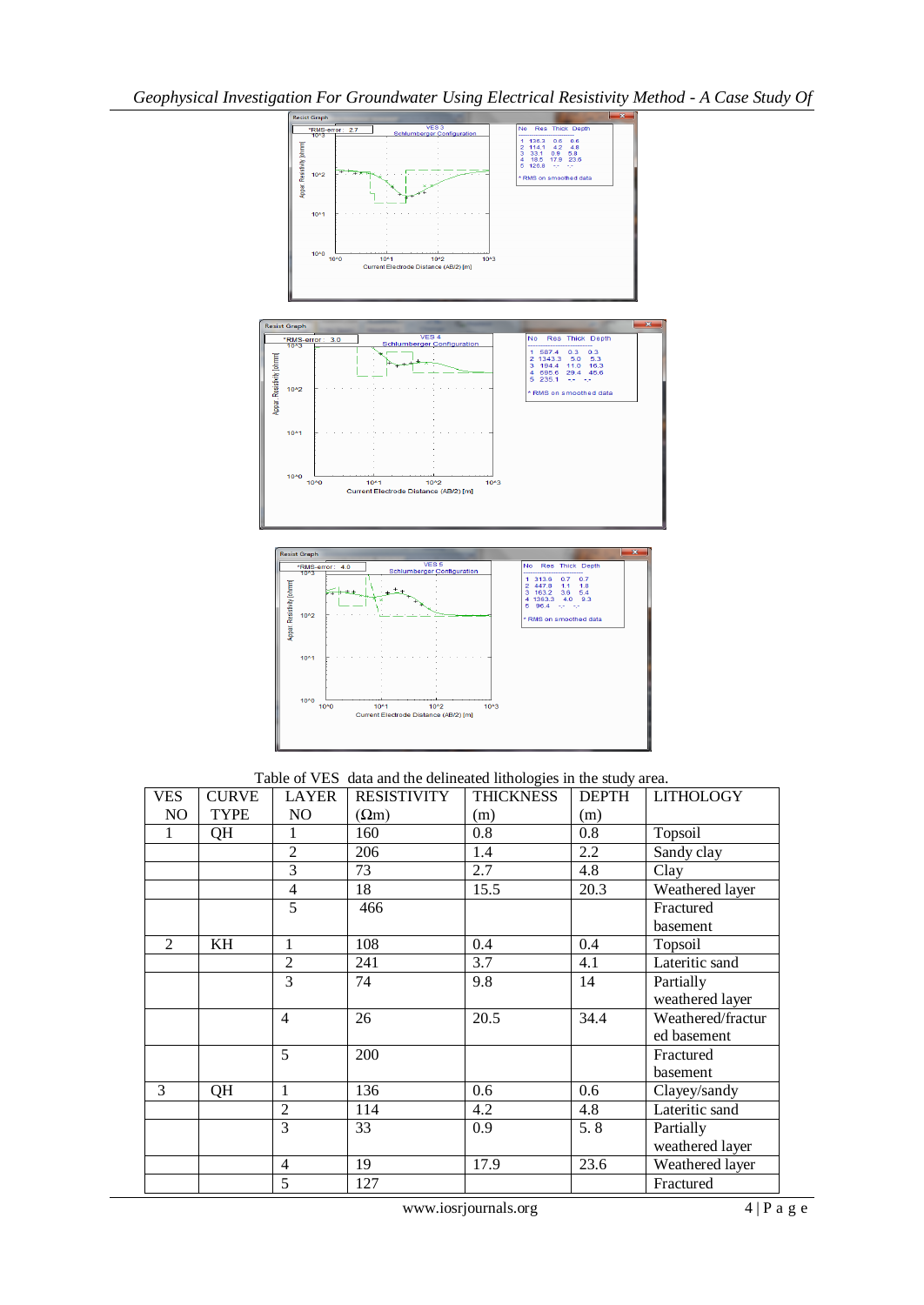Table of VES data and the delineated lithologies in the study area.

| VES NO | CURVE TYPE | LAYER NO | RESISTIVITY (Ωm) | THICKNESS (m) | DEPTH (m) | LITHOLOGY |
|---|---|---|---|---|---|---|
| 1 | QH | 1 | 160 | 0.8 | 0.8 | Topsoil |
| | | 2 | 206 | 1.4 | 2.2 | Sandy clay |
| | | 3 | 73 | 2.7 | 4.8 | Clay |
| | | 4 | 18 | 15.5 | 20.3 | Weathered layer |
| | | 5 | 466 | | | Fractured basement |
| 2 | KH | 1 | 108 | 0.4 | 0.4 | Topsoil |
| | | 2 | 241 | 3.7 | 4.1 | Lateritic sand |
| | | 3 | 74 | 9.8 | 14 | Partially weathered layer |
| | | 4 | 26 | 20.5 | 34.4 | Weathered/fractured basement |
| | | 5 | 200 | | | Fractured basement |
| 3 | QH | 1 | 136 | 0.6 | 0.6 | Clayey/sandy |
| | | 2 | 114 | 4.2 | 4.8 | Lateritic sand |
| | | 3 | 33 | 0.9 | 5. 8 | Partially weathered layer |
| | | 4 | 19 | 17.9 | 23.6 | Weathered layer |
| | | 5 | 127 | | | Fractured |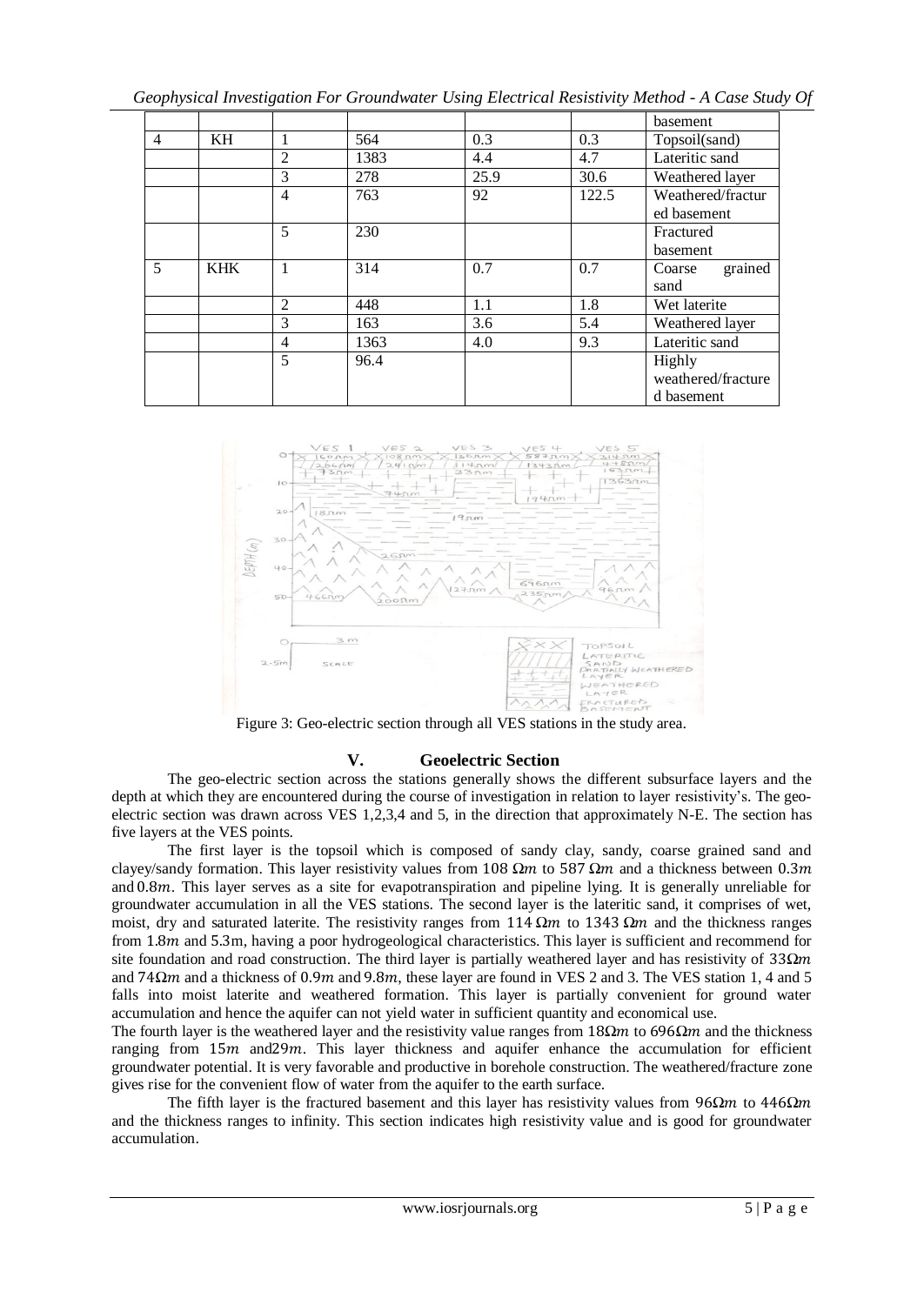|   |   |   |   |   |   | basement |
|---|---|---|---|---|---|---|
| 4 | KH | 1 | 564 | 0.3 | 0.3 | Topsoil(sand) |
|   |   | 2 | 1383 | 4.4 | 4.7 | Lateritic sand |
|   |   | 3 | 278 | 25.9 | 30.6 | Weathered layer |
|   |   | 4 | 763 | 92 | 122.5 | Weathered/fractured basement |
|   |   | 5 | 230 |   |   | Fractured basement |
| 5 | KHK | 1 | 314 | 0.7 | 0.7 | Coarse grained sand |
|   |   | 2 | 448 | 1.1 | 1.8 | Wet laterite |
|   |   | 3 | 163 | 3.6 | 5.4 | Weathered layer |
|   |   | 4 | 1363 | 4.0 | 9.3 | Lateritic sand |
|   |   | 5 | 96.4 |   |   | Highly weathered/fractured basement |

Figure 3: Geo-electric section through all VES stations in the study area.

## V. Geoelectric Section

The geo-electric section across the stations generally shows the different subsurface layers and the depth at which they are encountered during the course of investigation in relation to layer resistivity's. The geo-electric section was drawn across VES 1,2,3,4 and 5, in the direction that approximately N-E. The section has five layers at the VES points.

The first layer is the topsoil which is composed of sandy clay, sandy, coarse grained sand and clayey/sandy formation. This layer resistivity values from 108 $\Omega m$ to 587 $\Omega m$ and a thickness between 0.3$m$ and 0.8$m$. This layer serves as a site for evapotranspiration and pipeline lying. It is generally unreliable for groundwater accumulation in all the VES stations. The second layer is the lateritic sand, it comprises of wet, moist, dry and saturated laterite. The resistivity ranges from 114 $\Omega m$ to 1343 $\Omega m$ and the thickness ranges from 1.8$m$ and 5.3m, having a poor hydrogeological characteristics. This layer is sufficient and recommend for site foundation and road construction. The third layer is partially weathered layer and has resistivity of 33$\Omega m$ and 74$\Omega m$ and a thickness of 0.9$m$ and 9.8$m$, these layer are found in VES 2 and 3. The VES station 1, 4 and 5 falls into moist laterite and weathered formation. This layer is partially convenient for ground water accumulation and hence the aquifer can not yield water in sufficient quantity and economical use.

The fourth layer is the weathered layer and the resistivity value ranges from 18$\Omega m$ to 696$\Omega m$ and the thickness ranging from 15$m$ and29$m$. This layer thickness and aquifer enhance the accumulation for efficient groundwater potential. It is very favorable and productive in borehole construction. The weathered/fracture zone gives rise for the convenient flow of water from the aquifer to the earth surface.

The fifth layer is the fractured basement and this layer has resistivity values from 96$\Omega m$ to 446$\Omega m$ and the thickness ranges to infinity. This section indicates high resistivity value and is good for groundwater accumulation.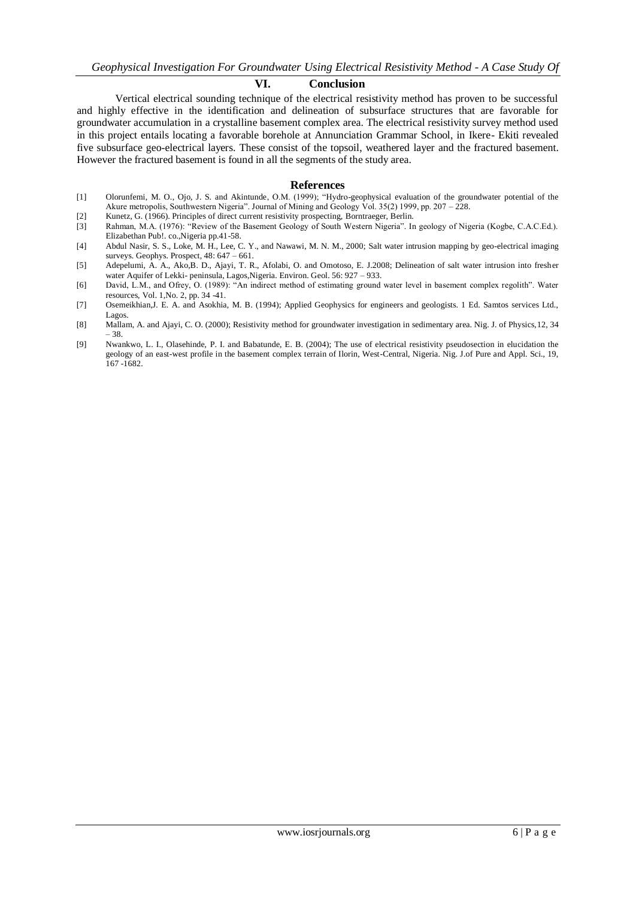## VI. Conclusion

Vertical electrical sounding technique of the electrical resistivity method has proven to be successful and highly effective in the identification and delineation of subsurface structures that are favorable for groundwater accumulation in a crystalline basement complex area. The electrical resistivity survey method used in this project entails locating a favorable borehole at Annunciation Grammar School, in Ikere- Ekiti revealed five subsurface geo-electrical layers. These consist of the topsoil, weathered layer and the fractured basement. However the fractured basement is found in all the segments of the study area.

## References

[1] Olorunfemi, M. O., Ojo, J. S. and Akintunde, O.M. (1999); "Hydro-geophysical evaluation of the groundwater potential of the Akure metropolis, Southwestern Nigeria". Journal of Mining and Geology Vol. 35(2) 1999, pp. 207 – 228.

[2] Kunetz, G. (1966). Principles of direct current resistivity prospecting, Borntraeger, Berlin.

[3] Rahman, M.A. (1976): "Review of the Basement Geology of South Western Nigeria". In geology of Nigeria (Kogbe, C.A.C.Ed.). Elizabethan Pub!. co.,Nigeria pp.41-58.

[4] Abdul Nasir, S. S., Loke, M. H., Lee, C. Y., and Nawawi, M. N. M., 2000; Salt water intrusion mapping by geo-electrical imaging surveys. Geophys. Prospect, 48: 647 – 661.

[5] Adepelumi, A. A., Ako,B. D., Ajayi, T. R., Afolabi, O. and Omotoso, E. J.2008; Delineation of salt water intrusion into fresher water Aquifer of Lekki- peninsula, Lagos,Nigeria. Environ. Geol. 56: 927 – 933.

[6] David, L.M., and Ofrey, O. (1989): "An indirect method of estimating ground water level in basement complex regolith". Water resources, Vol. 1,No. 2, pp. 34 -41.

[7] Osemeikhian,J. E. A. and Asokhia, M. B. (1994); Applied Geophysics for engineers and geologists. 1 Ed. Samtos services Ltd., Lagos.

[8] Mallam, A. and Ajayi, C. O. (2000); Resistivity method for groundwater investigation in sedimentary area. Nig. J. of Physics,12, 34 – 38.

[9] Nwankwo, L. I., Olasehinde, P. I. and Babatunde, E. B. (2004); The use of electrical resistivity pseudosection in elucidation the geology of an east-west profile in the basement complex terrain of Ilorin, West-Central, Nigeria. Nig. J.of Pure and Appl. Sci., 19, 167 -1682.